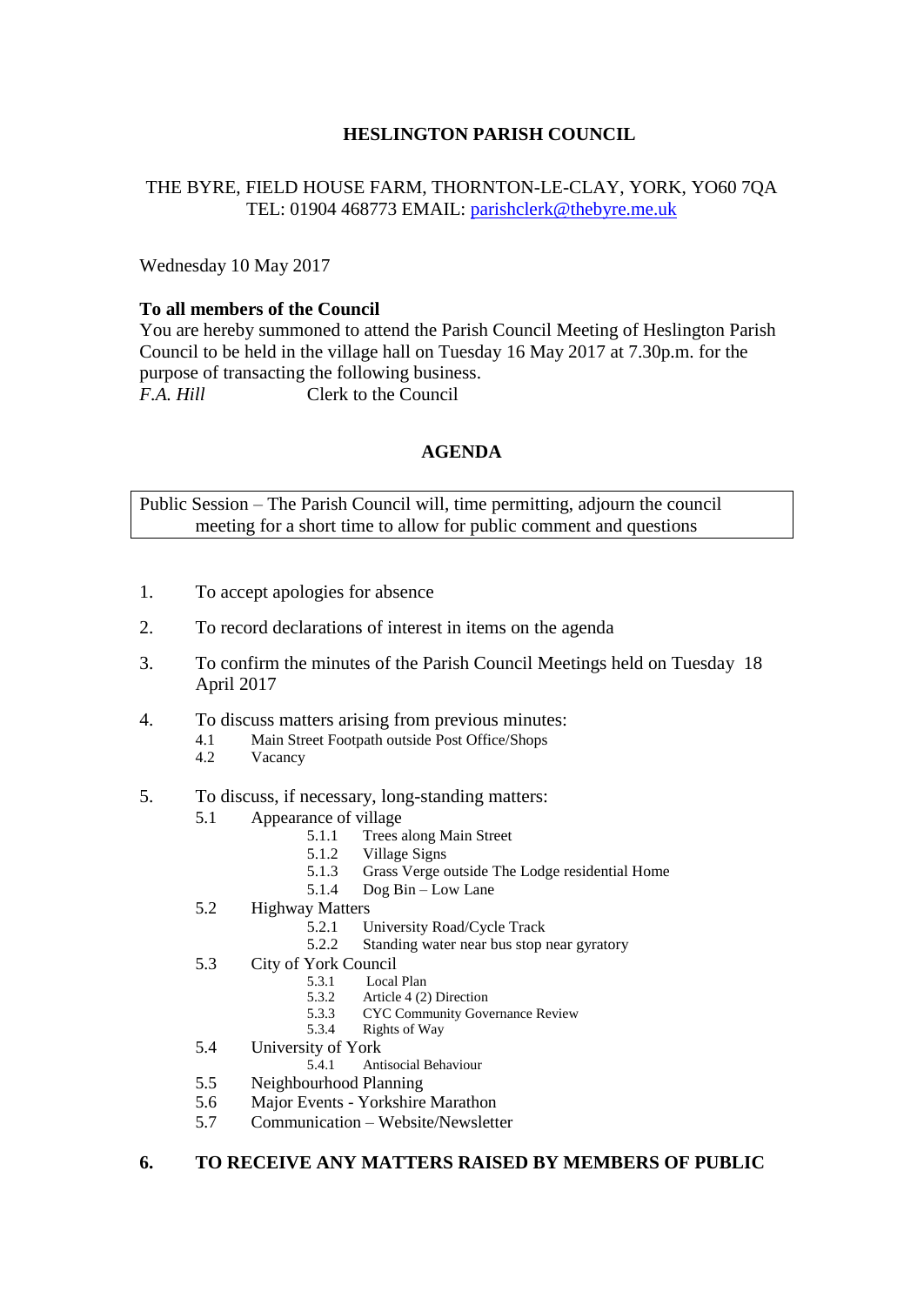# HESLINGTON PARISH COUNCIL

THE BYRE, FIELD HOUSE FARM, THORNTON-LE-CLAY, YORK, YO60 7QA
TEL: 01904 468773 EMAIL: parishclerk@thebyre.me.uk

Wednesday 10 May 2017

**To all members of the Council**
You are hereby summoned to attend the Parish Council Meeting of Heslington Parish Council to be held in the village hall on Tuesday 16 May 2017 at 7.30p.m. for the purpose of transacting the following business.
*F.A. Hill* Clerk to the Council

## AGENDA

Public Session – The Parish Council will, time permitting, adjourn the council meeting for a short time to allow for public comment and questions

1. To accept apologies for absence
2. To record declarations of interest in items on the agenda
3. To confirm the minutes of the Parish Council Meetings held on Tuesday 18 April 2017
4. To discuss matters arising from previous minutes:
   - 4.1 Main Street Footpath outside Post Office/Shops
   - 4.2 Vacancy
5. To discuss, if necessary, long-standing matters:
   - 5.1 Appearance of village
     - 5.1.1 Trees along Main Street
     - 5.1.2 Village Signs
     - 5.1.3 Grass Verge outside The Lodge residential Home
     - 5.1.4 Dog Bin – Low Lane
   - 5.2 Highway Matters
     - 5.2.1 University Road/Cycle Track
     - 5.2.2 Standing water near bus stop near gyratory
   - 5.3 City of York Council
     - 5.3.1 Local Plan
     - 5.3.2 Article 4 (2) Direction
     - 5.3.3 CYC Community Governance Review
     - 5.3.4 Rights of Way
   - 5.4 University of York
     - 5.4.1 Antisocial Behaviour
   - 5.5 Neighbourhood Planning
   - 5.6 Major Events - Yorkshire Marathon
   - 5.7 Communication – Website/Newsletter

**6. TO RECEIVE ANY MATTERS RAISED BY MEMBERS OF PUBLIC**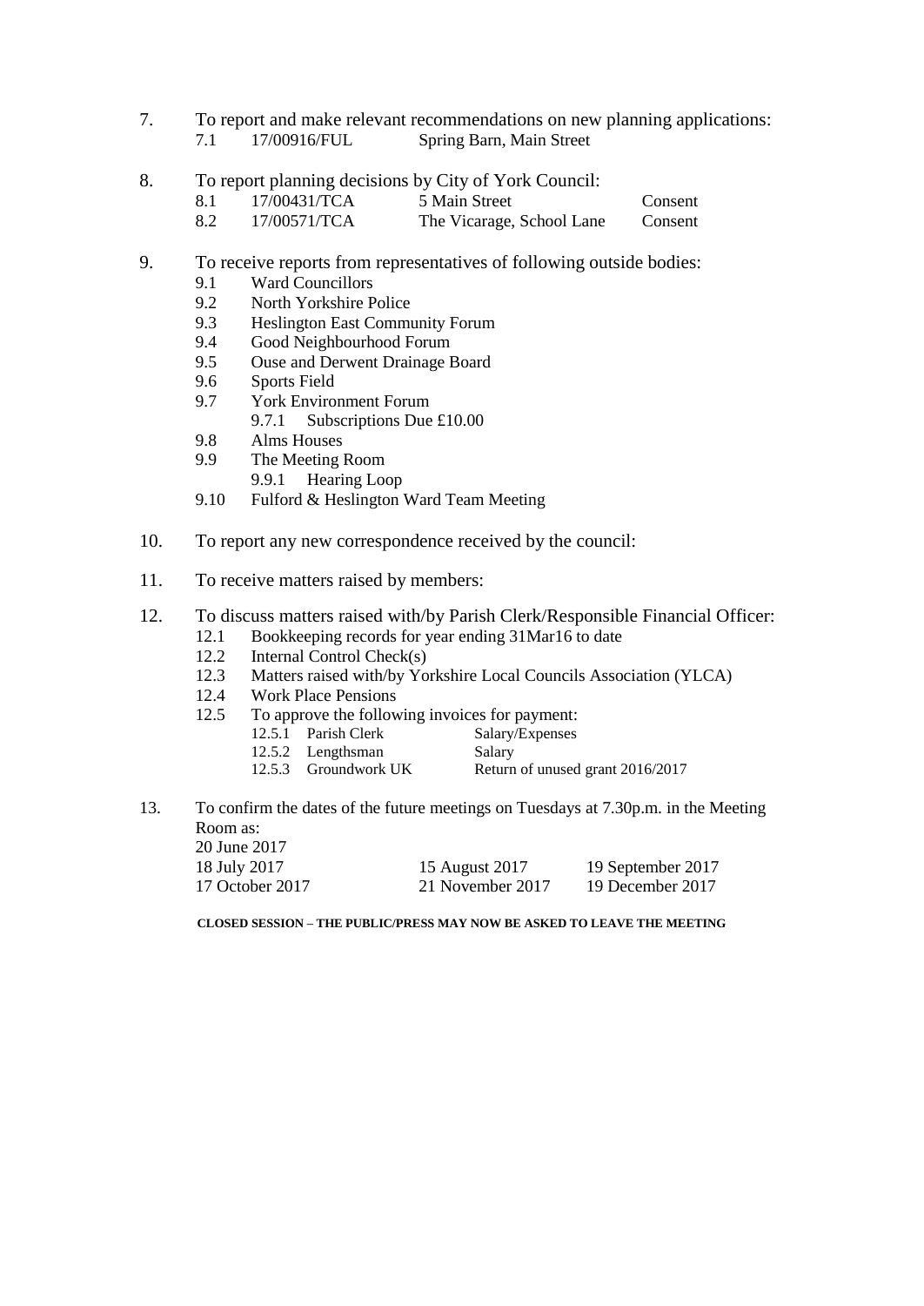7. To report and make relevant recommendations on new planning applications:
   - 7.1 17/00916/FUL Spring Barn, Main Street

8. To report planning decisions by City of York Council:

| | | | |
|---|---|---|---|
| 8.1 | 17/00431/TCA | 5 Main Street | Consent |
| 8.2 | 17/00571/TCA | The Vicarage, School Lane | Consent |

9. To receive reports from representatives of following outside bodies:
   - 9.1 Ward Councillors
   - 9.2 North Yorkshire Police
   - 9.3 Heslington East Community Forum
   - 9.4 Good Neighbourhood Forum
   - 9.5 Ouse and Derwent Drainage Board
   - 9.6 Sports Field
   - 9.7 York Environment Forum
     - 9.7.1 Subscriptions Due £10.00
   - 9.8 Alms Houses
   - 9.9 The Meeting Room
     - 9.9.1 Hearing Loop
   - 9.10 Fulford & Heslington Ward Team Meeting

10. To report any new correspondence received by the council:

11. To receive matters raised by members:

12. To discuss matters raised with/by Parish Clerk/Responsible Financial Officer:
   - 12.1 Bookkeeping records for year ending 31Mar16 to date
   - 12.2 Internal Control Check(s)
   - 12.3 Matters raised with/by Yorkshire Local Councils Association (YLCA)
   - 12.4 Work Place Pensions
   - 12.5 To approve the following invoices for payment:

| | | |
|---|---|---|
| 12.5.1 | Parish Clerk | Salary/Expenses |
| 12.5.2 | Lengthsman | Salary |
| 12.5.3 | Groundwork UK | Return of unused grant 2016/2017 |

13. To confirm the dates of the future meetings on Tuesdays at 7.30p.m. in the Meeting Room as:

| | | |
|---|---|---|
| 20 June 2017 | | |
| 18 July 2017 | 15 August 2017 | 19 September 2017 |
| 17 October 2017 | 21 November 2017 | 19 December 2017 |

**CLOSED SESSION – THE PUBLIC/PRESS MAY NOW BE ASKED TO LEAVE THE MEETING**